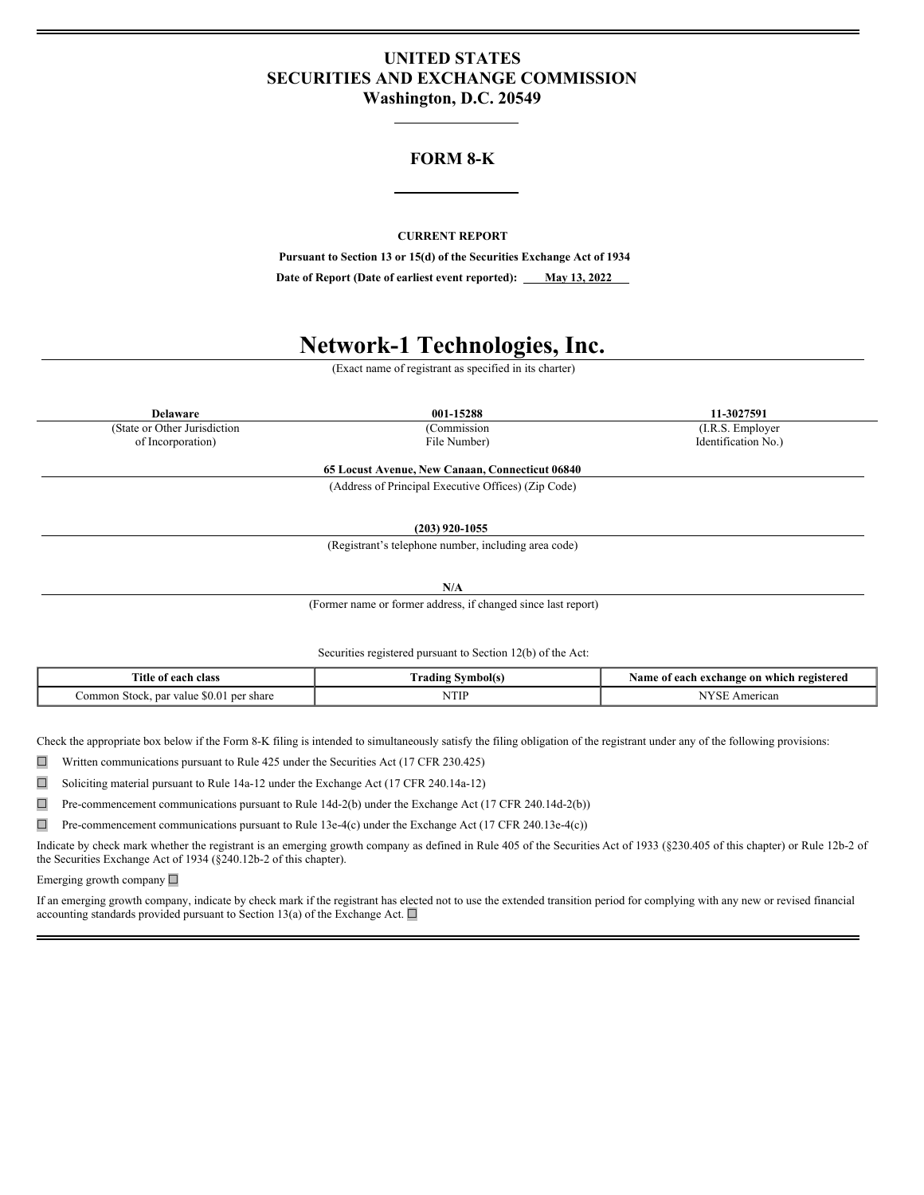# UNITED STATES
# SECURITIES AND EXCHANGE COMMISSION
## Washington, D.C. 20549

## FORM 8-K

**CURRENT REPORT**

**Pursuant to Section 13 or 15(d) of the Securities Exchange Act of 1934**

**Date of Report (Date of earliest event reported): May 13, 2022**

# Network-1 Technologies, Inc.

(Exact name of registrant as specified in its charter)

| **Delaware** | **001-15288** | **11-3027591** |
|---|---|---|
| (State or Other Jurisdiction of Incorporation) | (Commission File Number) | (I.R.S. Employer Identification No.) |

**65 Locust Avenue, New Canaan, Connecticut 06840**

(Address of Principal Executive Offices) (Zip Code)

**(203) 920-1055**

(Registrant's telephone number, including area code)

**N/A**

(Former name or former address, if changed since last report)

Securities registered pursuant to Section 12(b) of the Act:

| Title of each class | Trading Symbol(s) | Name of each exchange on which registered |
|---|---|---|
| Common Stock, par value $0.01 per share | NTIP | NYSE American |

Check the appropriate box below if the Form 8-K filing is intended to simultaneously satisfy the filing obligation of the registrant under any of the following provisions:

☐ Written communications pursuant to Rule 425 under the Securities Act (17 CFR 230.425)

☐ Soliciting material pursuant to Rule 14a-12 under the Exchange Act (17 CFR 240.14a-12)

☐ Pre-commencement communications pursuant to Rule 14d-2(b) under the Exchange Act (17 CFR 240.14d-2(b))

☐ Pre-commencement communications pursuant to Rule 13e-4(c) under the Exchange Act (17 CFR 240.13e-4(c))

Indicate by check mark whether the registrant is an emerging growth company as defined in Rule 405 of the Securities Act of 1933 (§230.405 of this chapter) or Rule 12b-2 of the Securities Exchange Act of 1934 (§240.12b-2 of this chapter).

Emerging growth company ☐

If an emerging growth company, indicate by check mark if the registrant has elected not to use the extended transition period for complying with any new or revised financial accounting standards provided pursuant to Section 13(a) of the Exchange Act. ☐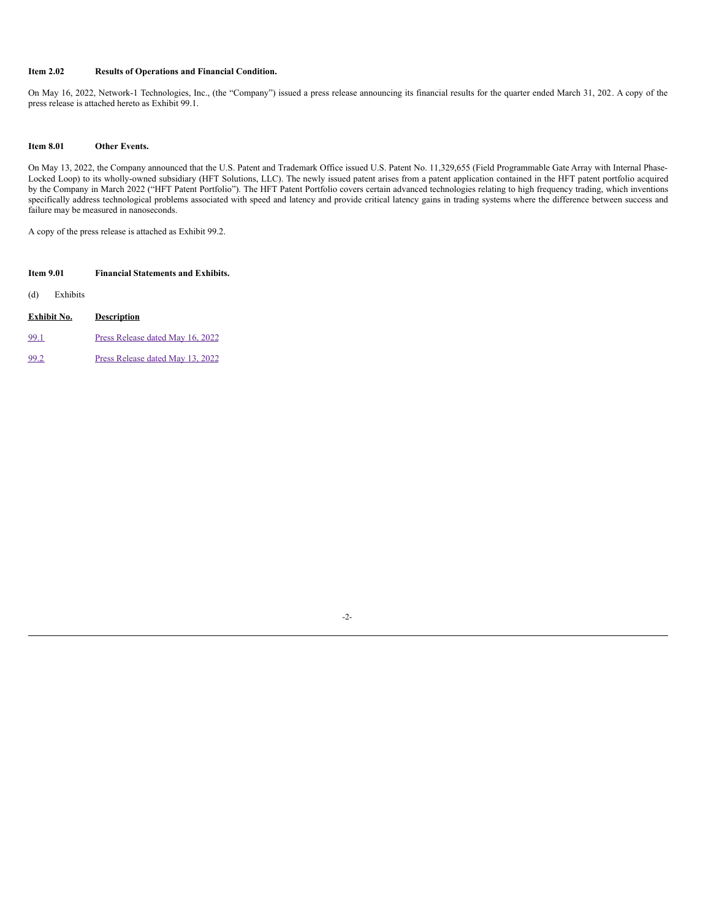**Item 2.02 Results of Operations and Financial Condition.**

On May 16, 2022, Network-1 Technologies, Inc., (the "Company") issued a press release announcing its financial results for the quarter ended March 31, 202. A copy of the press release is attached hereto as Exhibit 99.1.

**Item 8.01 Other Events.**

On May 13, 2022, the Company announced that the U.S. Patent and Trademark Office issued U.S. Patent No. 11,329,655 (Field Programmable Gate Array with Internal Phase-Locked Loop) to its wholly-owned subsidiary (HFT Solutions, LLC). The newly issued patent arises from a patent application contained in the HFT patent portfolio acquired by the Company in March 2022 ("HFT Patent Portfolio"). The HFT Patent Portfolio covers certain advanced technologies relating to high frequency trading, which inventions specifically address technological problems associated with speed and latency and provide critical latency gains in trading systems where the difference between success and failure may be measured in nanoseconds.

A copy of the press release is attached as Exhibit 99.2.

**Item 9.01 Financial Statements and Exhibits.**

(d) Exhibits

| Exhibit No. | Description |
|---|---|
| 99.1 | Press Release dated May 16, 2022 |
| 99.2 | Press Release dated May 13, 2022 |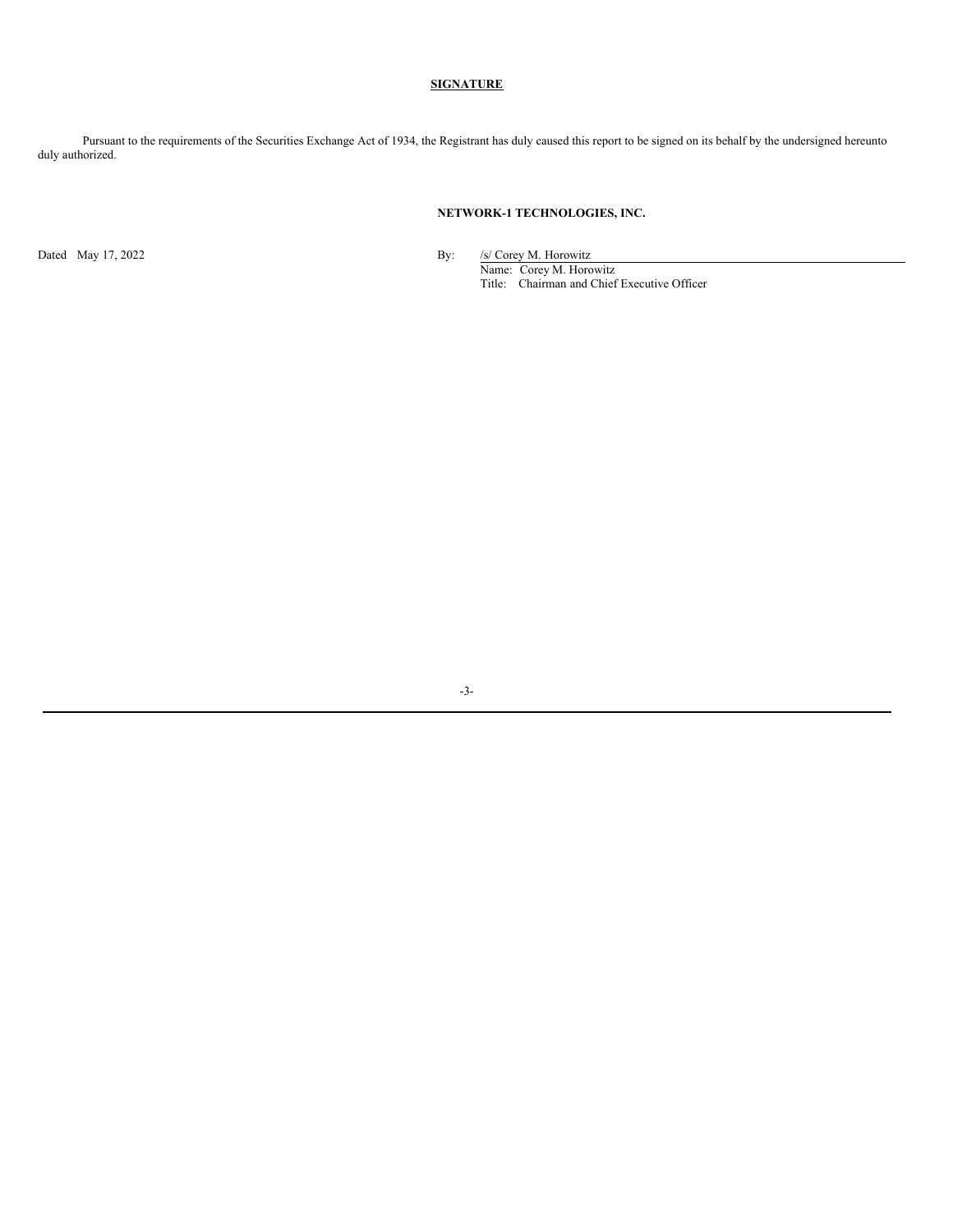**SIGNATURE**

Pursuant to the requirements of the Securities Exchange Act of 1934, the Registrant has duly caused this report to be signed on its behalf by the undersigned hereunto duly authorized.

**NETWORK-1 TECHNOLOGIES, INC.**

Dated May 17, 2022

By: /s/ Corey M. Horowitz
Name: Corey M. Horowitz
Title: Chairman and Chief Executive Officer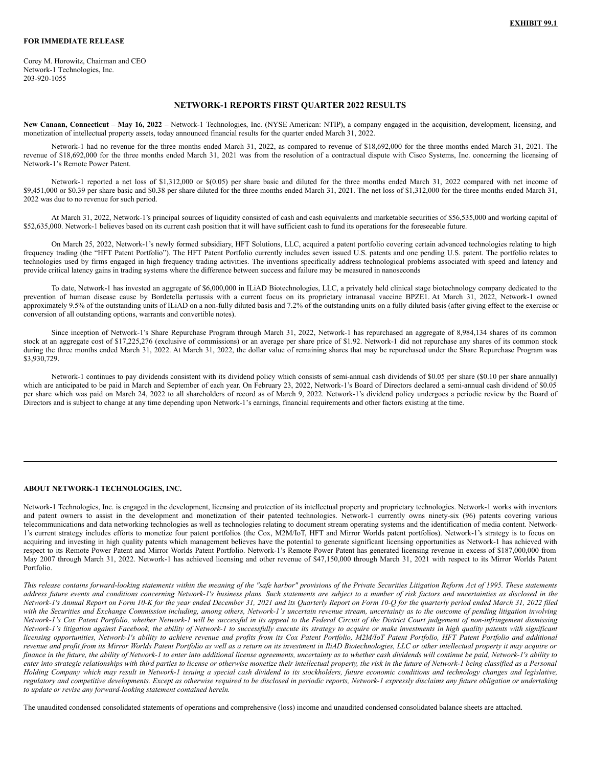**EXHIBIT 99.1**

**FOR IMMEDIATE RELEASE**

Corey M. Horowitz, Chairman and CEO
Network-1 Technologies, Inc.
203-920-1055

## NETWORK-1 REPORTS FIRST QUARTER 2022 RESULTS

**New Canaan, Connecticut – May 16, 2022 –** Network-1 Technologies, Inc. (NYSE American: NTIP), a company engaged in the acquisition, development, licensing, and monetization of intellectual property assets, today announced financial results for the quarter ended March 31, 2022.

Network-1 had no revenue for the three months ended March 31, 2022, as compared to revenue of $18,692,000 for the three months ended March 31, 2021. The revenue of $18,692,000 for the three months ended March 31, 2021 was from the resolution of a contractual dispute with Cisco Systems, Inc. concerning the licensing of Network-1's Remote Power Patent.

Network-1 reported a net loss of $1,312,000 or $(0.05) per share basic and diluted for the three months ended March 31, 2022 compared with net income of $9,451,000 or $0.39 per share basic and $0.38 per share diluted for the three months ended March 31, 2021. The net loss of $1,312,000 for the three months ended March 31, 2022 was due to no revenue for such period.

At March 31, 2022, Network-1's principal sources of liquidity consisted of cash and cash equivalents and marketable securities of $56,535,000 and working capital of $52,635,000. Network-1 believes based on its current cash position that it will have sufficient cash to fund its operations for the foreseeable future.

On March 25, 2022, Network-1's newly formed subsidiary, HFT Solutions, LLC, acquired a patent portfolio covering certain advanced technologies relating to high frequency trading (the "HFT Patent Portfolio"). The HFT Patent Portfolio currently includes seven issued U.S. patents and one pending U.S. patent. The portfolio relates to technologies used by firms engaged in high frequency trading activities. The inventions specifically address technological problems associated with speed and latency and provide critical latency gains in trading systems where the difference between success and failure may be measured in nanoseconds

To date, Network-1 has invested an aggregate of $6,000,000 in ILiAD Biotechnologies, LLC, a privately held clinical stage biotechnology company dedicated to the prevention of human disease cause by Bordetella pertussis with a current focus on its proprietary intranasal vaccine BPZE1. At March 31, 2022, Network-1 owned approximately 9.5% of the outstanding units of ILiAD on a non-fully diluted basis and 7.2% of the outstanding units on a fully diluted basis (after giving effect to the exercise or conversion of all outstanding options, warrants and convertible notes).

Since inception of Network-1's Share Repurchase Program through March 31, 2022, Network-1 has repurchased an aggregate of 8,984,134 shares of its common stock at an aggregate cost of $17,225,276 (exclusive of commissions) or an average per share price of $1.92. Network-1 did not repurchase any shares of its common stock during the three months ended March 31, 2022. At March 31, 2022, the dollar value of remaining shares that may be repurchased under the Share Repurchase Program was $3,930,729.

Network-1 continues to pay dividends consistent with its dividend policy which consists of semi-annual cash dividends of $0.05 per share ($0.10 per share annually) which are anticipated to be paid in March and September of each year. On February 23, 2022, Network-1's Board of Directors declared a semi-annual cash dividend of $0.05 per share which was paid on March 24, 2022 to all shareholders of record as of March 9, 2022. Network-1's dividend policy undergoes a periodic review by the Board of Directors and is subject to change at any time depending upon Network-1's earnings, financial requirements and other factors existing at the time.

---

**ABOUT NETWORK-1 TECHNOLOGIES, INC.**

Network-1 Technologies, Inc. is engaged in the development, licensing and protection of its intellectual property and proprietary technologies. Network-1 works with inventors and patent owners to assist in the development and monetization of their patented technologies. Network-1 currently owns ninety-six (96) patents covering various telecommunications and data networking technologies as well as technologies relating to document stream operating systems and the identification of media content. Network-1's current strategy includes efforts to monetize four patent portfolios (the Cox, M2M/IoT, HFT and Mirror Worlds patent portfolios). Network-1's strategy is to focus on acquiring and investing in high quality patents which management believes have the potential to generate significant licensing opportunities as Network-1 has achieved with respect to its Remote Power Patent and Mirror Worlds Patent Portfolio. Network-1's Remote Power Patent has generated licensing revenue in excess of $187,000,000 from May 2007 through March 31, 2022. Network-1 has achieved licensing and other revenue of $47,150,000 through March 31, 2021 with respect to its Mirror Worlds Patent Portfolio.

*This release contains forward-looking statements within the meaning of the "safe harbor" provisions of the Private Securities Litigation Reform Act of 1995. These statements address future events and conditions concerning Network-1's business plans. Such statements are subject to a number of risk factors and uncertainties as disclosed in the Network-1's Annual Report on Form 10-K for the year ended December 31, 2021 and its Quarterly Report on Form 10-Q for the quarterly period ended March 31, 2022 filed with the Securities and Exchange Commission including, among others, Network-1's uncertain revenue stream, uncertainty as to the outcome of pending litigation involving Network-1's Cox Patent Portfolio, whether Network-1 will be successful in its appeal to the Federal Circuit of the District Court judgement of non-infringement dismissing Network-1's litigation against Facebook, the ability of Network-1 to successfully execute its strategy to acquire or make investments in high quality patents with significant licensing opportunities, Network-1's ability to achieve revenue and profits from its Cox Patent Portfolio, M2M/IoT Patent Portfolio, HFT Patent Portfolio and additional revenue and profit from its Mirror Worlds Patent Portfolio as well as a return on its investment in IliAD Biotechnologies, LLC or other intellectual property it may acquire or finance in the future, the ability of Network-1 to enter into additional license agreements, uncertainty as to whether cash dividends will continue be paid, Network-1's ability to enter into strategic relationships with third parties to license or otherwise monetize their intellectual property, the risk in the future of Network-1 being classified as a Personal Holding Company which may result in Network-1 issuing a special cash dividend to its stockholders, future economic conditions and technology changes and legislative, regulatory and competitive developments. Except as otherwise required to be disclosed in periodic reports, Network-1 expressly disclaims any future obligation or undertaking to update or revise any forward-looking statement contained herein.*

The unaudited condensed consolidated statements of operations and comprehensive (loss) income and unaudited condensed consolidated balance sheets are attached.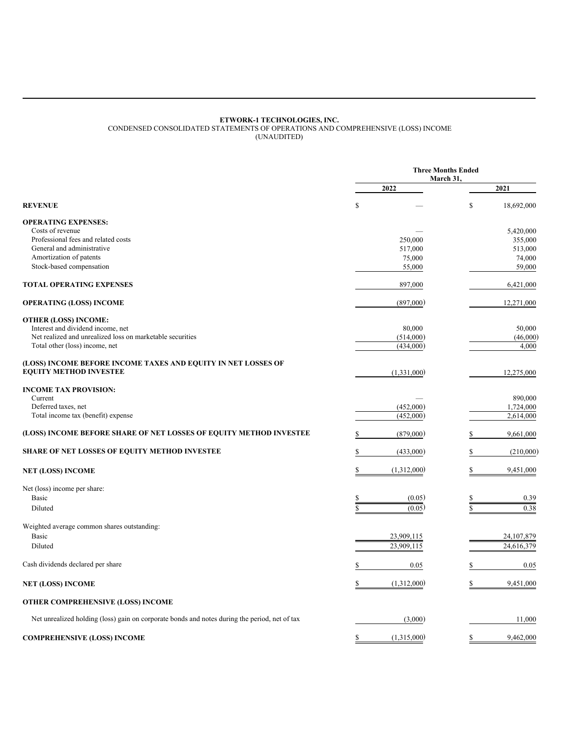**ETWORK-1 TECHNOLOGIES, INC.**
CONDENSED CONSOLIDATED STATEMENTS OF OPERATIONS AND COMPREHENSIVE (LOSS) INCOME
(UNAUDITED)

| | Three Months Ended March 31, | |
|---|---|---|
| | 2022 | 2021 |
| **REVENUE** | $ — | $ 18,692,000 |
| **OPERATING EXPENSES:** | | |
| Costs of revenue | — | 5,420,000 |
| Professional fees and related costs | 250,000 | 355,000 |
| General and administrative | 517,000 | 513,000 |
| Amortization of patents | 75,000 | 74,000 |
| Stock-based compensation | 55,000 | 59,000 |
| **TOTAL OPERATING EXPENSES** | 897,000 | 6,421,000 |
| **OPERATING (LOSS) INCOME** | (897,000) | 12,271,000 |
| **OTHER (LOSS) INCOME:** | | |
| Interest and dividend income, net | 80,000 | 50,000 |
| Net realized and unrealized loss on marketable securities | (514,000) | (46,000) |
| Total other (loss) income, net | (434,000) | 4,000 |
| **(LOSS) INCOME BEFORE INCOME TAXES AND EQUITY IN NET LOSSES OF EQUITY METHOD INVESTEE** | (1,331,000) | 12,275,000 |
| **INCOME TAX PROVISION:** | | |
| Current | — | 890,000 |
| Deferred taxes, net | (452,000) | 1,724,000 |
| Total income tax (benefit) expense | (452,000) | 2,614,000 |
| **(LOSS) INCOME BEFORE SHARE OF NET LOSSES OF EQUITY METHOD INVESTEE** | $ (879,000) | $ 9,661,000 |
| **SHARE OF NET LOSSES OF EQUITY METHOD INVESTEE** | $ (433,000) | $ (210,000) |
| **NET (LOSS) INCOME** | $ (1,312,000) | $ 9,451,000 |
| Net (loss) income per share: | | |
| Basic | $ (0.05) | $ 0.39 |
| Diluted | $ (0.05) | $ 0.38 |
| Weighted average common shares outstanding: | | |
| Basic | 23,909,115 | 24,107,879 |
| Diluted | 23,909,115 | 24,616,379 |
| Cash dividends declared per share | $ 0.05 | $ 0.05 |
| **NET (LOSS) INCOME** | $ (1,312,000) | $ 9,451,000 |
| **OTHER COMPREHENSIVE (LOSS) INCOME** | | |
| Net unrealized holding (loss) gain on corporate bonds and notes during the period, net of tax | (3,000) | 11,000 |
| **COMPREHENSIVE (LOSS) INCOME** | $ (1,315,000) | $ 9,462,000 |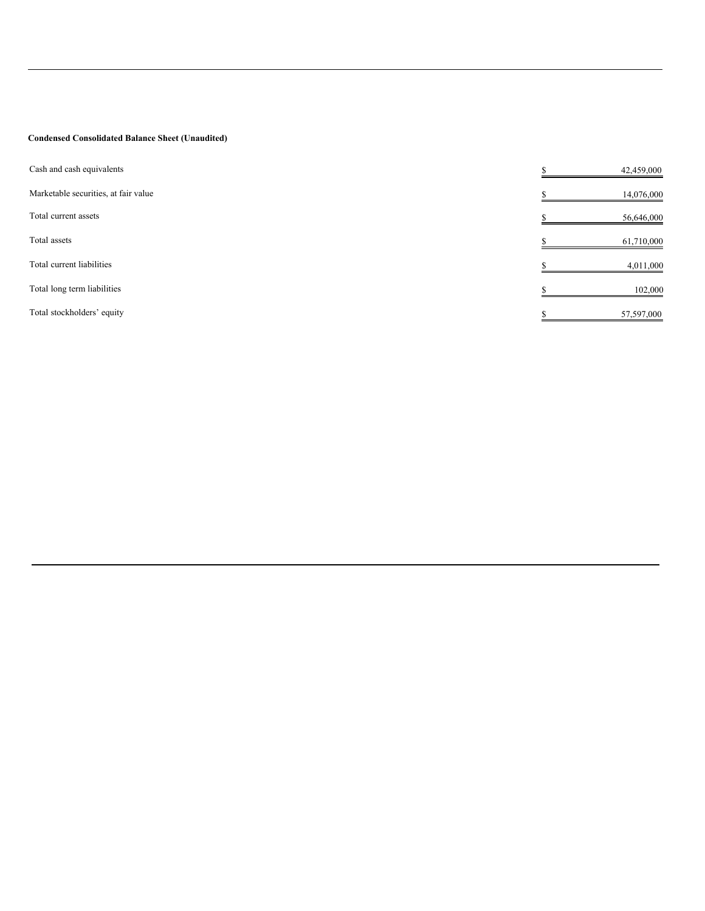**Condensed Consolidated Balance Sheet (Unaudited)**

| | | |
|---|---|---|
| Cash and cash equivalents | $ | 42,459,000 |
| Marketable securities, at fair value | $ | 14,076,000 |
| Total current assets | $ | 56,646,000 |
| Total assets | $ | 61,710,000 |
| Total current liabilities | $ | 4,011,000 |
| Total long term liabilities | $ | 102,000 |
| Total stockholders' equity | $ | 57,597,000 |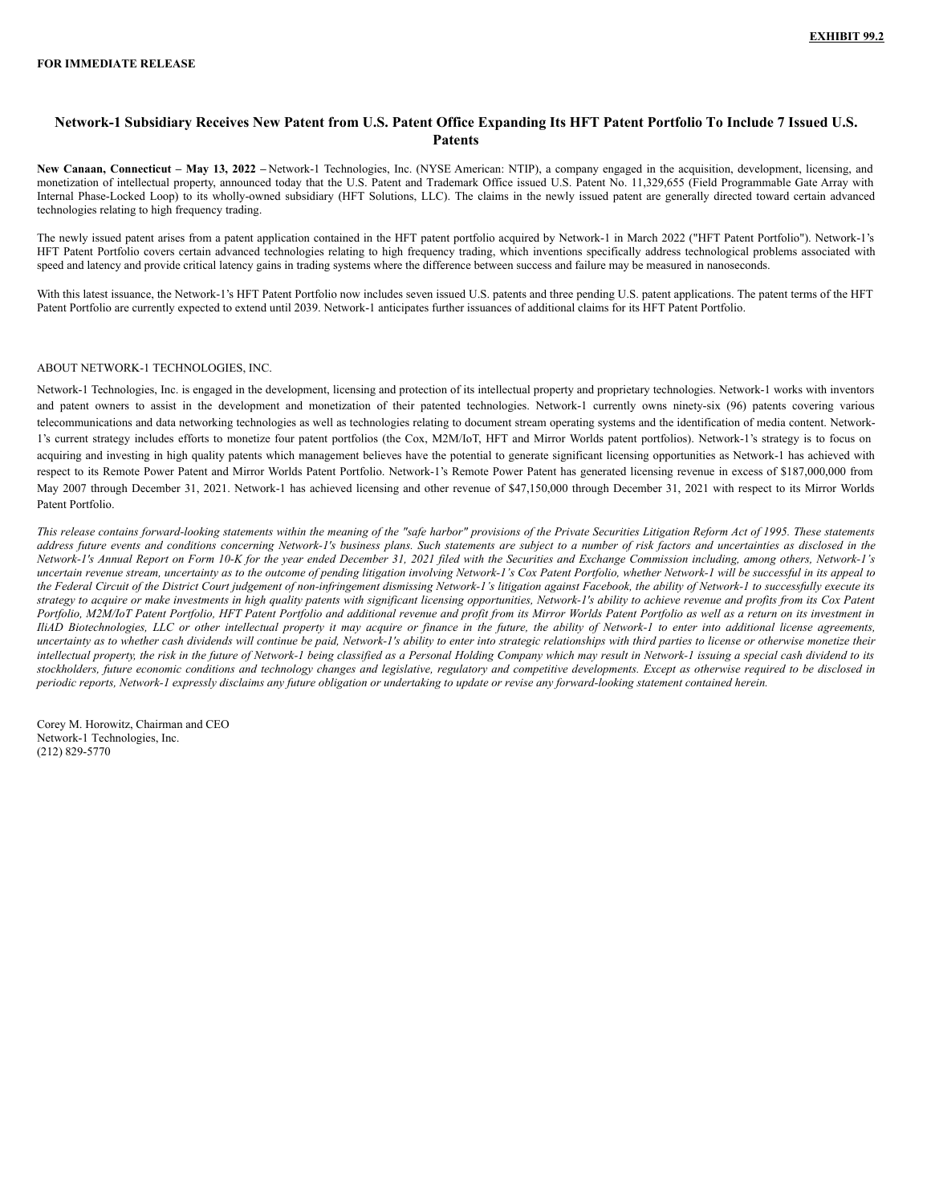**EXHIBIT 99.2**

**FOR IMMEDIATE RELEASE**

## Network-1 Subsidiary Receives New Patent from U.S. Patent Office Expanding Its HFT Patent Portfolio To Include 7 Issued U.S. Patents

**New Canaan, Connecticut – May 13, 2022 –** Network-1 Technologies, Inc. (NYSE American: NTIP), a company engaged in the acquisition, development, licensing, and monetization of intellectual property, announced today that the U.S. Patent and Trademark Office issued U.S. Patent No. 11,329,655 (Field Programmable Gate Array with Internal Phase-Locked Loop) to its wholly-owned subsidiary (HFT Solutions, LLC). The claims in the newly issued patent are generally directed toward certain advanced technologies relating to high frequency trading.

The newly issued patent arises from a patent application contained in the HFT patent portfolio acquired by Network-1 in March 2022 ("HFT Patent Portfolio"). Network-1's HFT Patent Portfolio covers certain advanced technologies relating to high frequency trading, which inventions specifically address technological problems associated with speed and latency and provide critical latency gains in trading systems where the difference between success and failure may be measured in nanoseconds.

With this latest issuance, the Network-1's HFT Patent Portfolio now includes seven issued U.S. patents and three pending U.S. patent applications. The patent terms of the HFT Patent Portfolio are currently expected to extend until 2039. Network-1 anticipates further issuances of additional claims for its HFT Patent Portfolio.

ABOUT NETWORK-1 TECHNOLOGIES, INC.

Network-1 Technologies, Inc. is engaged in the development, licensing and protection of its intellectual property and proprietary technologies. Network-1 works with inventors and patent owners to assist in the development and monetization of their patented technologies. Network-1 currently owns ninety-six (96) patents covering various telecommunications and data networking technologies as well as technologies relating to document stream operating systems and the identification of media content. Network-1's current strategy includes efforts to monetize four patent portfolios (the Cox, M2M/IoT, HFT and Mirror Worlds patent portfolios). Network-1's strategy is to focus on acquiring and investing in high quality patents which management believes have the potential to generate significant licensing opportunities as Network-1 has achieved with respect to its Remote Power Patent and Mirror Worlds Patent Portfolio. Network-1's Remote Power Patent has generated licensing revenue in excess of $187,000,000 from May 2007 through December 31, 2021. Network-1 has achieved licensing and other revenue of $47,150,000 through December 31, 2021 with respect to its Mirror Worlds Patent Portfolio.

*This release contains forward-looking statements within the meaning of the "safe harbor" provisions of the Private Securities Litigation Reform Act of 1995. These statements address future events and conditions concerning Network-1's business plans. Such statements are subject to a number of risk factors and uncertainties as disclosed in the Network-1's Annual Report on Form 10-K for the year ended December 31, 2021 filed with the Securities and Exchange Commission including, among others, Network-1's uncertain revenue stream, uncertainty as to the outcome of pending litigation involving Network-1's Cox Patent Portfolio, whether Network-1 will be successful in its appeal to the Federal Circuit of the District Court judgement of non-infringement dismissing Network-1's litigation against Facebook, the ability of Network-1 to successfully execute its strategy to acquire or make investments in high quality patents with significant licensing opportunities, Network-1's ability to achieve revenue and profits from its Cox Patent Portfolio, M2M/IoT Patent Portfolio, HFT Patent Portfolio and additional revenue and profit from its Mirror Worlds Patent Portfolio as well as a return on its investment in IliAD Biotechnologies, LLC or other intellectual property it may acquire or finance in the future, the ability of Network-1 to enter into additional license agreements, uncertainty as to whether cash dividends will continue be paid, Network-1's ability to enter into strategic relationships with third parties to license or otherwise monetize their intellectual property, the risk in the future of Network-1 being classified as a Personal Holding Company which may result in Network-1 issuing a special cash dividend to its stockholders, future economic conditions and technology changes and legislative, regulatory and competitive developments. Except as otherwise required to be disclosed in periodic reports, Network-1 expressly disclaims any future obligation or undertaking to update or revise any forward-looking statement contained herein.*

Corey M. Horowitz, Chairman and CEO
Network-1 Technologies, Inc.
(212) 829-5770